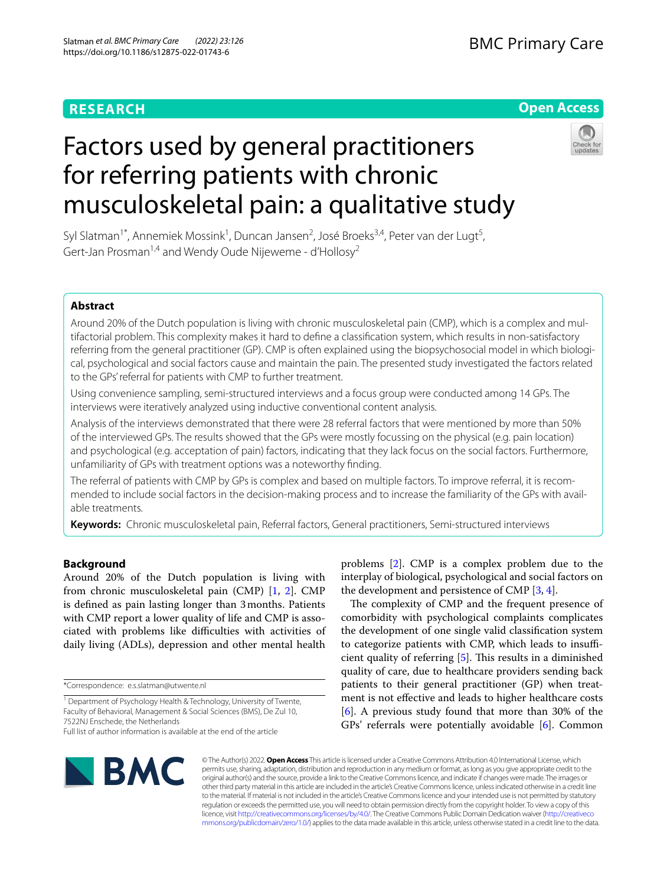RESEARCH

Open Access

# Factors used by general practitioners for referring patients with chronic musculoskeletal pain: a qualitative study

Syl Slatman[1*], Annemiek Mossink[1], Duncan Jansen[2], José Broeks[3,4], Peter van der Lugt[5], Gert-Jan Prosman[1,4] and Wendy Oude Nijeweme - d'Hollosy[2]

## Abstract

Around 20% of the Dutch population is living with chronic musculoskeletal pain (CMP), which is a complex and multifactorial problem. This complexity makes it hard to define a classification system, which results in non-satisfactory referring from the general practitioner (GP). CMP is often explained using the biopsychosocial model in which biological, psychological and social factors cause and maintain the pain. The presented study investigated the factors related to the GPs' referral for patients with CMP to further treatment.

Using convenience sampling, semi-structured interviews and a focus group were conducted among 14 GPs. The interviews were iteratively analyzed using inductive conventional content analysis.

Analysis of the interviews demonstrated that there were 28 referral factors that were mentioned by more than 50% of the interviewed GPs. The results showed that the GPs were mostly focussing on the physical (e.g. pain location) and psychological (e.g. acceptation of pain) factors, indicating that they lack focus on the social factors. Furthermore, unfamiliarity of GPs with treatment options was a noteworthy finding.

The referral of patients with CMP by GPs is complex and based on multiple factors. To improve referral, it is recommended to include social factors in the decision-making process and to increase the familiarity of the GPs with available treatments.

**Keywords:** Chronic musculoskeletal pain, Referral factors, General practitioners, Semi-structured interviews

## Background

Around 20% of the Dutch population is living with from chronic musculoskeletal pain (CMP) [1, 2]. CMP is defined as pain lasting longer than 3 months. Patients with CMP report a lower quality of life and CMP is associated with problems like difficulties with activities of daily living (ADLs), depression and other mental health problems [2]. CMP is a complex problem due to the interplay of biological, psychological and social factors on the development and persistence of CMP [3, 4].

The complexity of CMP and the frequent presence of comorbidity with psychological complaints complicates the development of one single valid classification system to categorize patients with CMP, which leads to insufficient quality of referring [5]. This results in a diminished quality of care, due to healthcare providers sending back patients to their general practitioner (GP) when treatment is not effective and leads to higher healthcare costs [6]. A previous study found that more than 30% of the GPs' referrals were potentially avoidable [6]. Common

*Correspondence: e.s.slatman@utwente.nl

[1] Department of Psychology Health & Technology, University of Twente, Faculty of Behavioral, Management & Social Sciences (BMS), De Zul 10, 7522NJ Enschede, the Netherlands

Full list of author information is available at the end of the article

© The Author(s) 2022. **Open Access** This article is licensed under a Creative Commons Attribution 4.0 International License, which permits use, sharing, adaptation, distribution and reproduction in any medium or format, as long as you give appropriate credit to the original author(s) and the source, provide a link to the Creative Commons licence, and indicate if changes were made. The images or other third party material in this article are included in the article's Creative Commons licence, unless indicated otherwise in a credit line to the material. If material is not included in the article's Creative Commons licence and your intended use is not permitted by statutory regulation or exceeds the permitted use, you will need to obtain permission directly from the copyright holder. To view a copy of this licence, visit http://creativecommons.org/licenses/by/4.0/. The Creative Commons Public Domain Dedication waiver (http://creativecommons.org/publicdomain/zero/1.0/) applies to the data made available in this article, unless otherwise stated in a credit line to the data.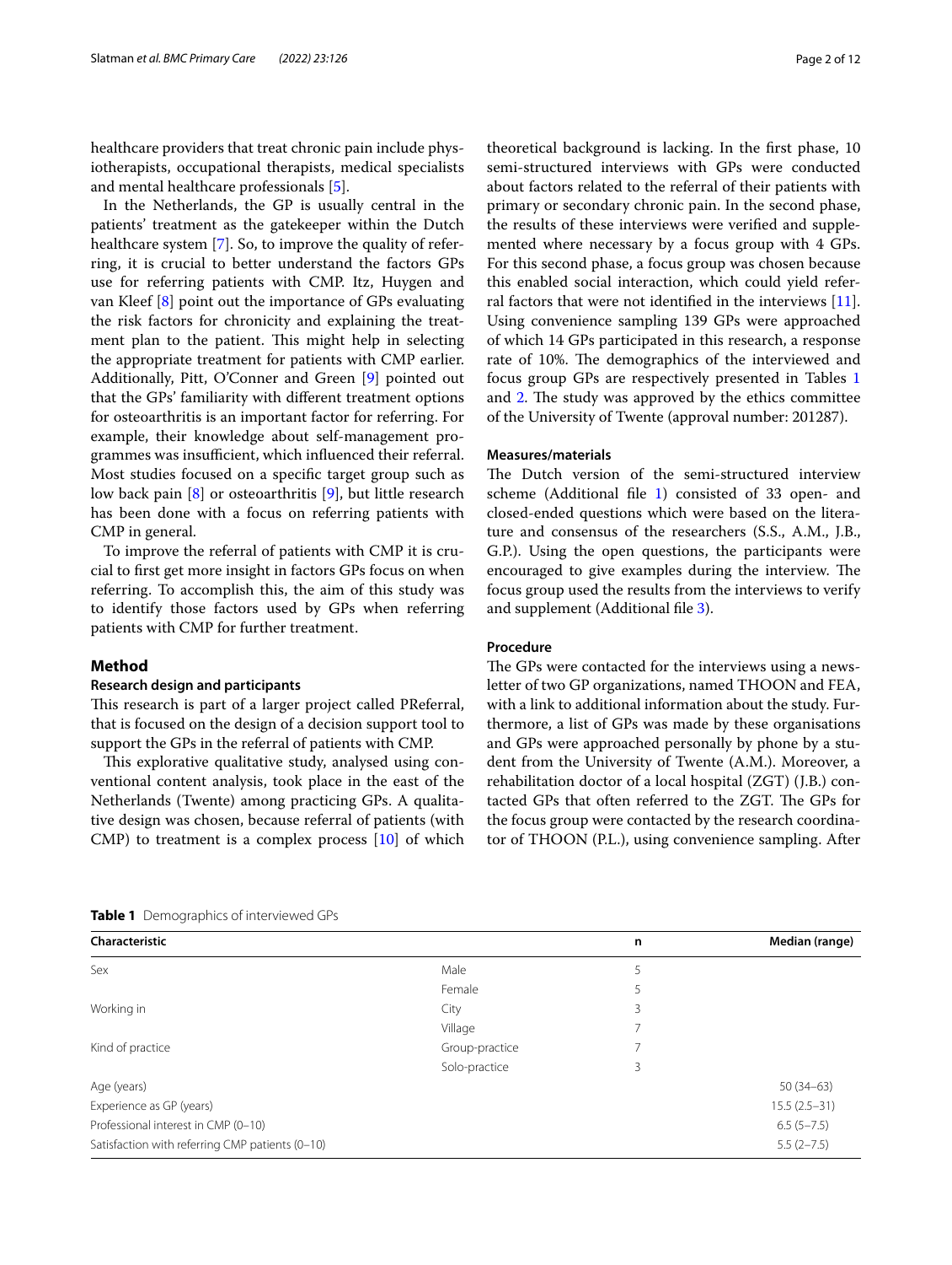healthcare providers that treat chronic pain include physiotherapists, occupational therapists, medical specialists and mental healthcare professionals [5].

In the Netherlands, the GP is usually central in the patients' treatment as the gatekeeper within the Dutch healthcare system [7]. So, to improve the quality of referring, it is crucial to better understand the factors GPs use for referring patients with CMP. Itz, Huygen and van Kleef [8] point out the importance of GPs evaluating the risk factors for chronicity and explaining the treatment plan to the patient. This might help in selecting the appropriate treatment for patients with CMP earlier. Additionally, Pitt, O'Conner and Green [9] pointed out that the GPs' familiarity with different treatment options for osteoarthritis is an important factor for referring. For example, their knowledge about self-management programmes was insufficient, which influenced their referral. Most studies focused on a specific target group such as low back pain [8] or osteoarthritis [9], but little research has been done with a focus on referring patients with CMP in general.

To improve the referral of patients with CMP it is crucial to first get more insight in factors GPs focus on when referring. To accomplish this, the aim of this study was to identify those factors used by GPs when referring patients with CMP for further treatment.

## Method

### Research design and participants

This research is part of a larger project called PReferral, that is focused on the design of a decision support tool to support the GPs in the referral of patients with CMP.

This explorative qualitative study, analysed using conventional content analysis, took place in the east of the Netherlands (Twente) among practicing GPs. A qualitative design was chosen, because referral of patients (with CMP) to treatment is a complex process [10] of which theoretical background is lacking. In the first phase, 10 semi-structured interviews with GPs were conducted about factors related to the referral of their patients with primary or secondary chronic pain. In the second phase, the results of these interviews were verified and supplemented where necessary by a focus group with 4 GPs. For this second phase, a focus group was chosen because this enabled social interaction, which could yield referral factors that were not identified in the interviews [11]. Using convenience sampling 139 GPs were approached of which 14 GPs participated in this research, a response rate of 10%. The demographics of the interviewed and focus group GPs are respectively presented in Tables 1 and 2. The study was approved by the ethics committee of the University of Twente (approval number: 201287).

### Measures/materials

The Dutch version of the semi-structured interview scheme (Additional file 1) consisted of 33 open- and closed-ended questions which were based on the literature and consensus of the researchers (S.S., A.M., J.B., G.P.). Using the open questions, the participants were encouraged to give examples during the interview. The focus group used the results from the interviews to verify and supplement (Additional file 3).

### Procedure

The GPs were contacted for the interviews using a newsletter of two GP organizations, named THOON and FEA, with a link to additional information about the study. Furthermore, a list of GPs was made by these organisations and GPs were approached personally by phone by a student from the University of Twente (A.M.). Moreover, a rehabilitation doctor of a local hospital (ZGT) (J.B.) contacted GPs that often referred to the ZGT. The GPs for the focus group were contacted by the research coordinator of THOON (P.L.), using convenience sampling. After

**Table 1** Demographics of interviewed GPs

| Characteristic | | n | Median (range) |
|---|---|---|---|
| Sex | Male | 5 | |
| | Female | 5 | |
| Working in | City | 3 | |
| | Village | 7 | |
| Kind of practice | Group-practice | 7 | |
| | Solo-practice | 3 | |
| Age (years) | | | 50 (34–63) |
| Experience as GP (years) | | | 15.5 (2.5–31) |
| Professional interest in CMP (0–10) | | | 6.5 (5–7.5) |
| Satisfaction with referring CMP patients (0–10) | | | 5.5 (2–7.5) |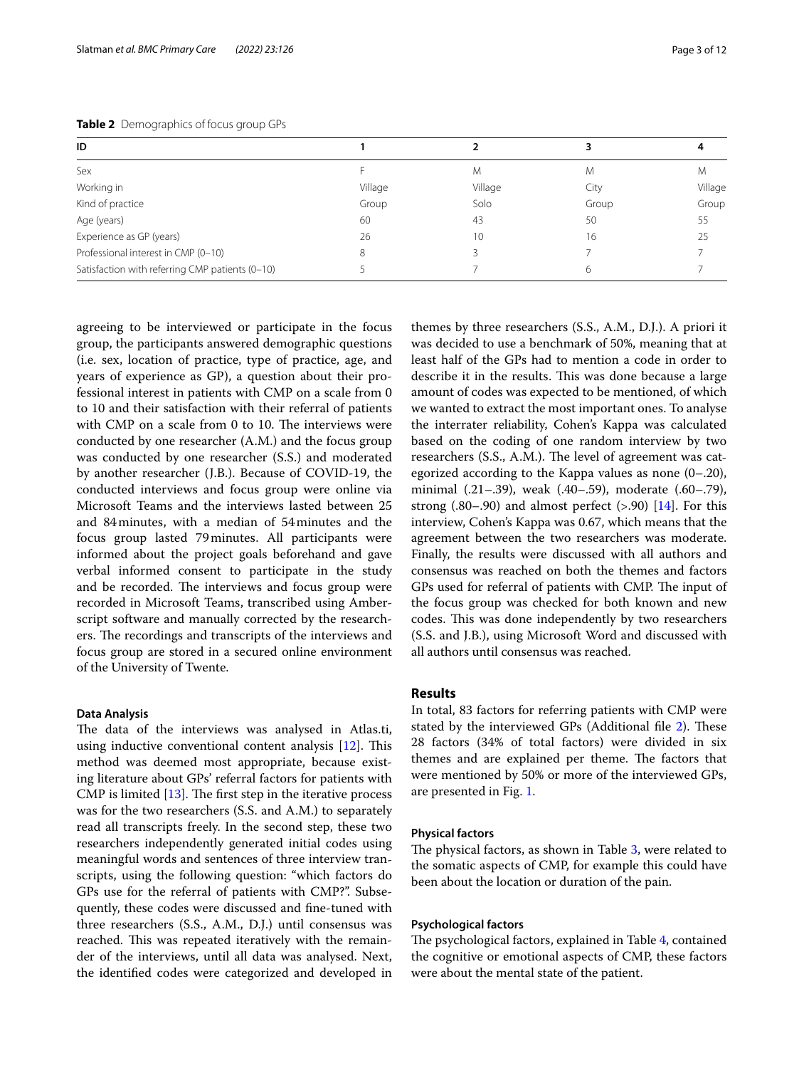**Table 2** Demographics of focus group GPs

| ID | 1 | 2 | 3 | 4 |
|---|---|---|---|---|
| Sex | F | M | M | M |
| Working in | Village | Village | City | Village |
| Kind of practice | Group | Solo | Group | Group |
| Age (years) | 60 | 43 | 50 | 55 |
| Experience as GP (years) | 26 | 10 | 16 | 25 |
| Professional interest in CMP (0–10) | 8 | 3 | 7 | 7 |
| Satisfaction with referring CMP patients (0–10) | 5 | 7 | 6 | 7 |

agreeing to be interviewed or participate in the focus group, the participants answered demographic questions (i.e. sex, location of practice, type of practice, age, and years of experience as GP), a question about their professional interest in patients with CMP on a scale from 0 to 10 and their satisfaction with their referral of patients with CMP on a scale from 0 to 10. The interviews were conducted by one researcher (A.M.) and the focus group was conducted by one researcher (S.S.) and moderated by another researcher (J.B.). Because of COVID-19, the conducted interviews and focus group were online via Microsoft Teams and the interviews lasted between 25 and 84 minutes, with a median of 54 minutes and the focus group lasted 79 minutes. All participants were informed about the project goals beforehand and gave verbal informed consent to participate in the study and be recorded. The interviews and focus group were recorded in Microsoft Teams, transcribed using Amberscript software and manually corrected by the researchers. The recordings and transcripts of the interviews and focus group are stored in a secured online environment of the University of Twente.

#### Data Analysis

The data of the interviews was analysed in Atlas.ti, using inductive conventional content analysis [12]. This method was deemed most appropriate, because existing literature about GPs' referral factors for patients with CMP is limited [13]. The first step in the iterative process was for the two researchers (S.S. and A.M.) to separately read all transcripts freely. In the second step, these two researchers independently generated initial codes using meaningful words and sentences of three interview transcripts, using the following question: "which factors do GPs use for the referral of patients with CMP?". Subsequently, these codes were discussed and fine-tuned with three researchers (S.S., A.M., D.J.) until consensus was reached. This was repeated iteratively with the remainder of the interviews, until all data was analysed. Next, the identified codes were categorized and developed in themes by three researchers (S.S., A.M., D.J.). A priori it was decided to use a benchmark of 50%, meaning that at least half of the GPs had to mention a code in order to describe it in the results. This was done because a large amount of codes was expected to be mentioned, of which we wanted to extract the most important ones. To analyse the interrater reliability, Cohen's Kappa was calculated based on the coding of one random interview by two researchers (S.S., A.M.). The level of agreement was categorized according to the Kappa values as none (0–.20), minimal (.21–.39), weak (.40–.59), moderate (.60–.79), strong (.80–.90) and almost perfect (>.90) [14]. For this interview, Cohen's Kappa was 0.67, which means that the agreement between the two researchers was moderate. Finally, the results were discussed with all authors and consensus was reached on both the themes and factors GPs used for referral of patients with CMP. The input of the focus group was checked for both known and new codes. This was done independently by two researchers (S.S. and J.B.), using Microsoft Word and discussed with all authors until consensus was reached.

## Results

In total, 83 factors for referring patients with CMP were stated by the interviewed GPs (Additional file 2). These 28 factors (34% of total factors) were divided in six themes and are explained per theme. The factors that were mentioned by 50% or more of the interviewed GPs, are presented in Fig. 1.

#### Physical factors

The physical factors, as shown in Table 3, were related to the somatic aspects of CMP, for example this could have been about the location or duration of the pain.

#### Psychological factors

The psychological factors, explained in Table 4, contained the cognitive or emotional aspects of CMP, these factors were about the mental state of the patient.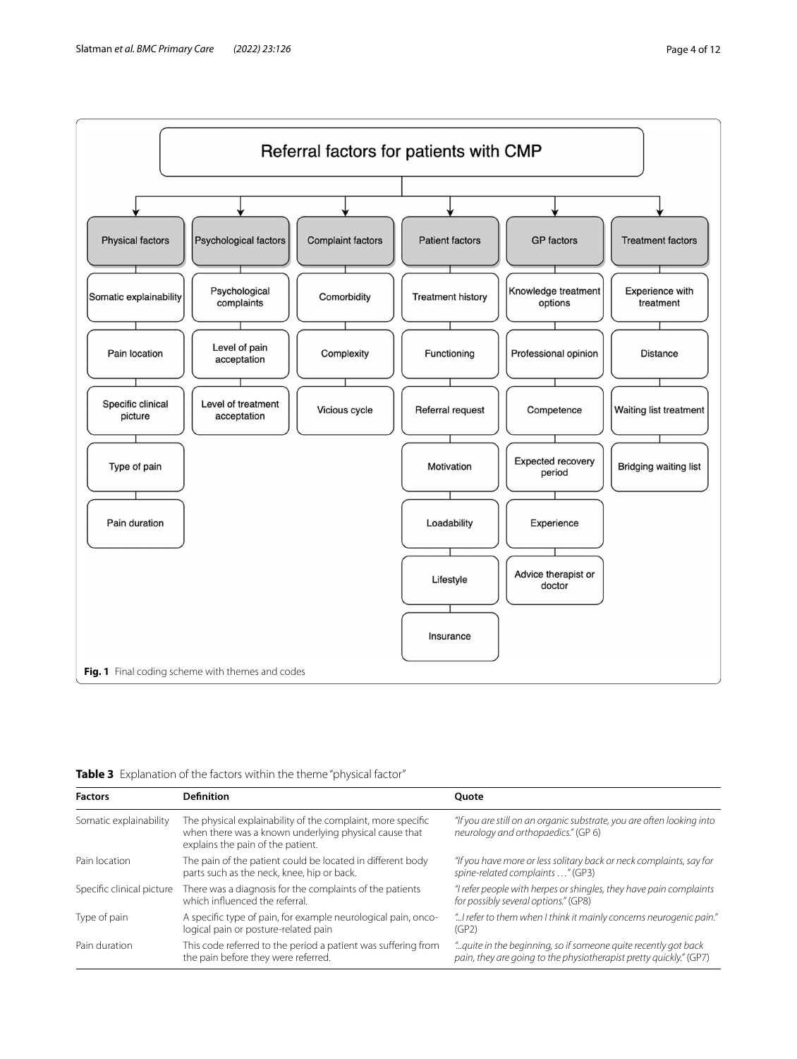**Referral factors for patients with CMP**

- **Physical factors**
  - Somatic explainability
  - Pain location
  - Specific clinical picture
  - Type of pain
  - Pain duration
- **Psychological factors**
  - Psychological complaints
  - Level of pain acceptation
  - Level of treatment acceptation
- **Complaint factors**
  - Comorbidity
  - Complexity
  - Vicious cycle
- **Patient factors**
  - Treatment history
  - Functioning
  - Referral request
  - Motivation
  - Loadability
  - Lifestyle
  - Insurance
- **GP factors**
  - Knowledge treatment options
  - Professional opinion
  - Competence
  - Expected recovery period
  - Experience
  - Advice therapist or doctor
- **Treatment factors**
  - Experience with treatment
  - Distance
  - Waiting list treatment
  - Bridging waiting list

**Fig. 1** Final coding scheme with themes and codes

**Table 3** Explanation of the factors within the theme "physical factor"

| Factors | Definition | Quote |
| --- | --- | --- |
| Somatic explainability | The physical explainability of the complaint, more specific when there was a known underlying physical cause that explains the pain of the patient. | *"If you are still on an organic substrate, you are often looking into neurology and orthopaedics."* (GP 6) |
| Pain location | The pain of the patient could be located in different body parts such as the neck, knee, hip or back. | *"If you have more or less solitary back or neck complaints, say for spine-related complaints …"* (GP3) |
| Specific clinical picture | There was a diagnosis for the complaints of the patients which influenced the referral. | *"I refer people with herpes or shingles, they have pain complaints for possibly several options."* (GP8) |
| Type of pain | A specific type of pain, for example neurological pain, oncological pain or posture-related pain | *"..I refer to them when I think it mainly concerns neurogenic pain."* (GP2) |
| Pain duration | This code referred to the period a patient was suffering from the pain before they were referred. | *"..quite in the beginning, so if someone quite recently got back pain, they are going to the physiotherapist pretty quickly."* (GP7) |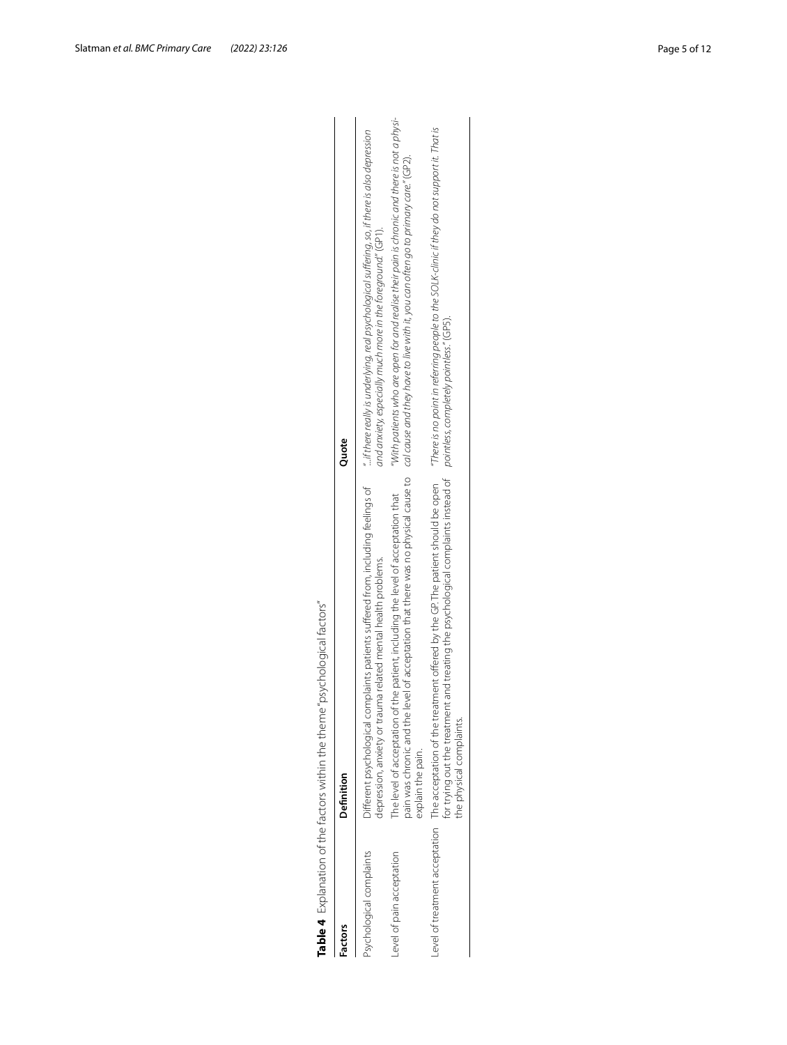**Table 4** Explanation of the factors within the theme "psychological factors"

| Factors | Definition | Quote |
| --- | --- | --- |
| Psychological complaints | Different psychological complaints patients suffered from, including feelings of depression, anxiety or trauma related mental health problems. | *"...if there really is underlying, real psychological suffering, so, if there is also depression and anxiety, especially much more in the foreground."* (GP1). |
| Level of pain acceptation | The level of acceptation of the patient, including the level of acceptation that pain was chronic and the level of acceptation that there was no physical cause to explain the pain. | *"With patients who are open for and realise their pain is chronic and there is not a physical cause and they have to live with it, you can often go to primary care."* (GP2). |
| Level of treatment acceptation | The acceptation of the treatment offered by the GP. The patient should be open for trying out the treatment and treating the psychological complaints instead of the physical complaints. | *"There is no point in referring people to the SOLK-clinic if they do not support it. That is pointless, completely pointless."* (GP5). |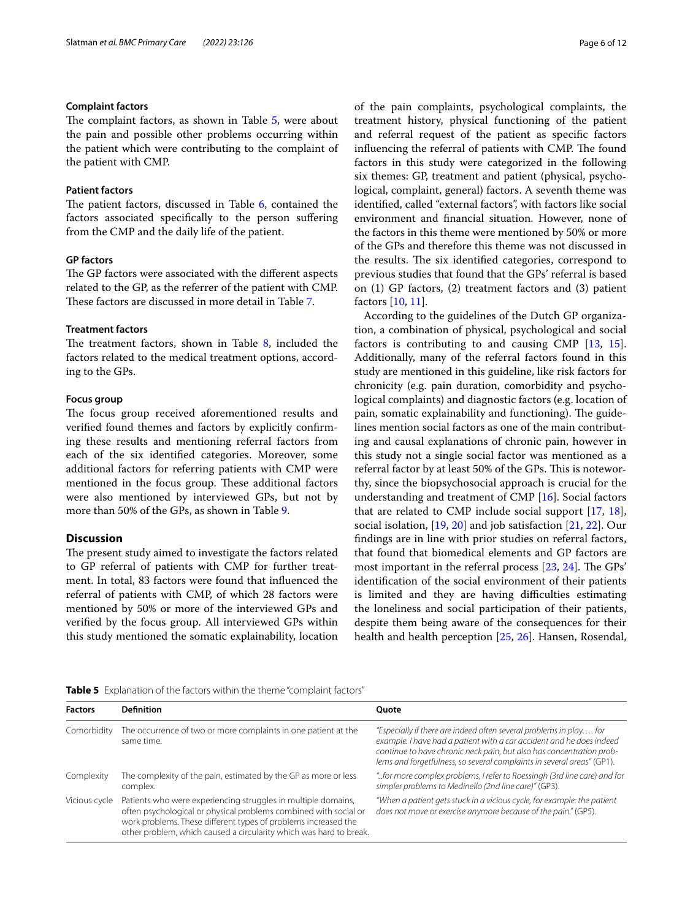### Complaint factors

The complaint factors, as shown in Table 5, were about the pain and possible other problems occurring within the patient which were contributing to the complaint of the patient with CMP.

### Patient factors

The patient factors, discussed in Table 6, contained the factors associated specifically to the person suffering from the CMP and the daily life of the patient.

### GP factors

The GP factors were associated with the different aspects related to the GP, as the referrer of the patient with CMP. These factors are discussed in more detail in Table 7.

### Treatment factors

The treatment factors, shown in Table 8, included the factors related to the medical treatment options, according to the GPs.

### Focus group

The focus group received aforementioned results and verified found themes and factors by explicitly confirming these results and mentioning referral factors from each of the six identified categories. Moreover, some additional factors for referring patients with CMP were mentioned in the focus group. These additional factors were also mentioned by interviewed GPs, but not by more than 50% of the GPs, as shown in Table 9.

## Discussion

The present study aimed to investigate the factors related to GP referral of patients with CMP for further treatment. In total, 83 factors were found that influenced the referral of patients with CMP, of which 28 factors were mentioned by 50% or more of the interviewed GPs and verified by the focus group. All interviewed GPs within this study mentioned the somatic explainability, location of the pain complaints, psychological complaints, the treatment history, physical functioning of the patient and referral request of the patient as specific factors influencing the referral of patients with CMP. The found factors in this study were categorized in the following six themes: GP, treatment and patient (physical, psychological, complaint, general) factors. A seventh theme was identified, called "external factors", with factors like social environment and financial situation. However, none of the factors in this theme were mentioned by 50% or more of the GPs and therefore this theme was not discussed in the results. The six identified categories, correspond to previous studies that found that the GPs' referral is based on (1) GP factors, (2) treatment factors and (3) patient factors [10, 11].

According to the guidelines of the Dutch GP organization, a combination of physical, psychological and social factors is contributing to and causing CMP [13, 15]. Additionally, many of the referral factors found in this study are mentioned in this guideline, like risk factors for chronicity (e.g. pain duration, comorbidity and psychological complaints) and diagnostic factors (e.g. location of pain, somatic explainability and functioning). The guidelines mention social factors as one of the main contributing and causal explanations of chronic pain, however in this study not a single social factor was mentioned as a referral factor by at least 50% of the GPs. This is noteworthy, since the biopsychosocial approach is crucial for the understanding and treatment of CMP [16]. Social factors that are related to CMP include social support [17, 18], social isolation, [19, 20] and job satisfaction [21, 22]. Our findings are in line with prior studies on referral factors, that found that biomedical elements and GP factors are most important in the referral process [23, 24]. The GPs' identification of the social environment of their patients is limited and they are having difficulties estimating the loneliness and social participation of their patients, despite them being aware of the consequences for their health and health perception [25, 26]. Hansen, Rosendal,

**Table 5** Explanation of the factors within the theme "complaint factors"

| Factors | Definition | Quote |
| --- | --- | --- |
| Comorbidity | The occurrence of two or more complaints in one patient at the same time. | *"Especially if there are indeed often several problems in play…. for example. I have had a patient with a car accident and he does indeed continue to have chronic neck pain, but also has concentration problems and forgetfulness, so several complaints in several areas"* (GP1). |
| Complexity | The complexity of the pain, estimated by the GP as more or less complex. | *"...for more complex problems, I refer to Roessingh (3rd line care) and for simpler problems to Medinello (2nd line care)"* (GP3). |
| Vicious cycle | Patients who were experiencing struggles in multiple domains, often psychological or physical problems combined with social or work problems. These different types of problems increased the other problem, which caused a circularity which was hard to break. | *"When a patient gets stuck in a vicious cycle, for example: the patient does not move or exercise anymore because of the pain."* (GP5). |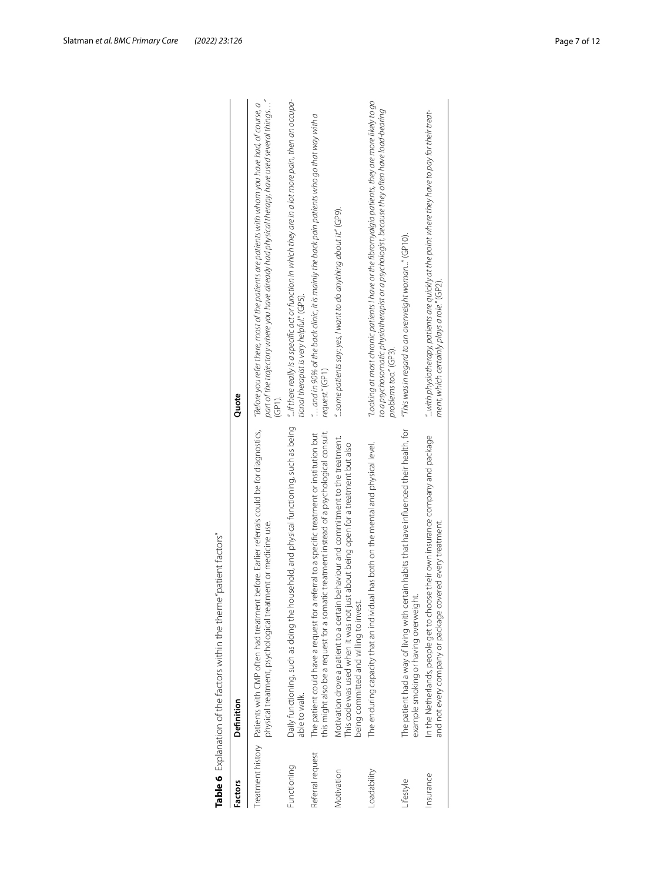**Table 6** Explanation of the factors within the theme "patient factors"

| Factors | Definition | Quote |
| --- | --- | --- |
| Treatment history | Patients with CMP often had treatment before. Earlier referrals could be for diagnostics, physical treatment, psychological treatment or medicine use. | *"Before you refer there, most of the patients are patients with whom you have had, of course, a part of the trajectory where you have already had physical therapy, have used several things…"* (GP1). |
| Functioning | Daily functioning, such as doing the household, and physical functioning, such as being able to walk. | *"…if there really is a specific act or function in which they are in a lot more pain, then an occupational therapist is very helpful."* (GP5). |
| Referral request | The patient could have a request for a referral to a specific treatment or institution but this might also be a request for a somatic treatment instead of a psychological consult. | *"… and in 90% of the back clinic, it is mainly the back pain patients who go that way with a request."* (GP1) |
| Motivation | Motivation drove a patient to a certain behaviour and commitment to the treatment. This code was used when it was not just about being open for a treatment but also being committed and willing to invest. | *"...some patients say: yes, I want to do anything about it."* (GP9). |
| Loadability | The enduring capacity that an individual has both on the mental and physical level. | *"Looking at most chronic patients I have or the fibromyalgia patients, they are more likely to go to a psychosomatic physiotherapist or a psychologist, because they often have load-bearing problems too."* (GP3). |
| Lifestyle | The patient had a way of living with certain habits that have influenced their health, for example smoking or having overweight. | *"This was in regard to an overweight woman.."* (GP10). |
| Insurance | In the Netherlands, people get to choose their own insurance company and package and not every company or package covered every treatment. | *"...with physiotherapy, patients are quickly at the point where they have to pay for their treatment, which certainly plays a role."* (GP2). |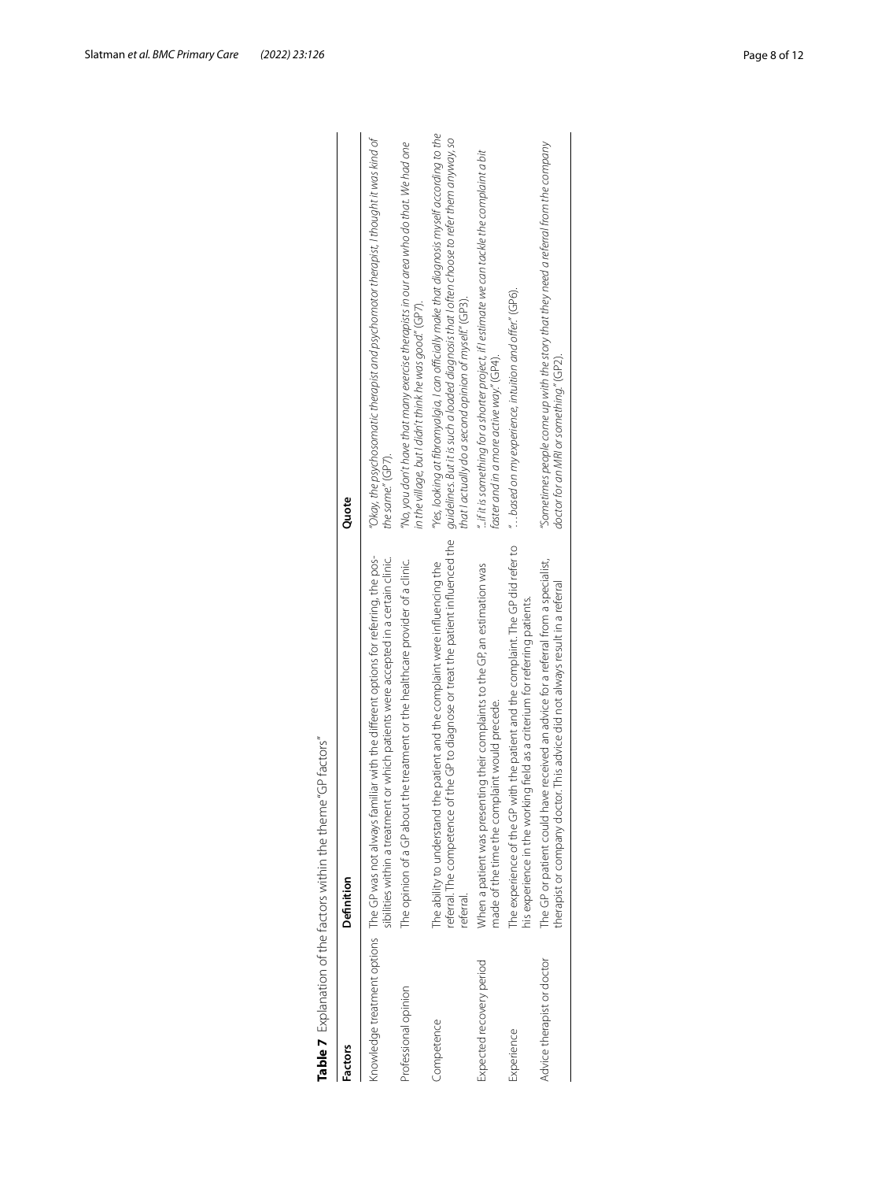**Table 7** Explanation of the factors within the theme "GP factors"

| Factors | Definition | Quote |
| --- | --- | --- |
| Knowledge treatment options | The GP was not always familiar with the different options for referring, the possibilities within a treatment or which patients were accepted in a certain clinic. | *"Okay, the psychosomatic therapist and psychomotor therapist, I thought it was kind of the same." (GP7).* |
| Professional opinion | The opinion of a GP about the treatment or the healthcare provider of a clinic. | *"No, you don't have that many exercise therapists in our area who do that. We had one in the village, but I didn't think he was good." (GP7).* |
| Competence | The ability to understand the patient and the complaint were influencing the referral. The competence of the GP to diagnose or treat the patient influenced the referral. | *"Yes, looking at fibromyalgia, I can officially make that diagnosis myself according to the guidelines. But it is such a loaded diagnosis that I often choose to refer them anyway, so that I actually do a second opinion of myself." (GP3).* |
| Expected recovery period | When a patient was presenting their complaints to the GP, an estimation was made of the time the complaint would precede. | *"..if it is something for a shorter project, if I estimate we can tackle the complaint a bit faster and in a more active way." (GP4).* |
| Experience | The experience of the GP with the patient and the complaint. The GP did refer to his experience in the working field as a criterium for referring patients. | *" ...based on my experience, intuition and offer." (GP6).* |
| Advice therapist or doctor | The GP or patient could have received an advice for a referral from a specialist, therapist or company doctor. This advice did not always result in a referral | *"Sometimes people come up with the story that they need a referral from the company doctor for an MRI or something." (GP2).* |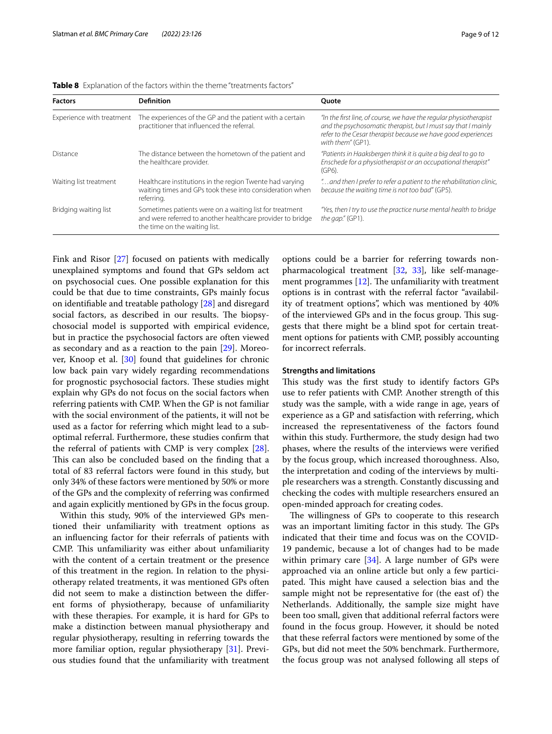**Table 8** Explanation of the factors within the theme "treatments factors"

| Factors | Definition | Quote |
| --- | --- | --- |
| Experience with treatment | The experiences of the GP and the patient with a certain practitioner that influenced the referral. | *"In the first line, of course, we have the regular physiotherapist and the psychosomatic therapist, but I must say that I mainly refer to the Cesar therapist because we have good experiences with them"* (GP1). |
| Distance | The distance between the hometown of the patient and the healthcare provider. | *"Patients in Haaksbergen think it is quite a big deal to go to Enschede for a physiotherapist or an occupational therapist"* (GP6). |
| Waiting list treatment | Healthcare institutions in the region Twente had varying waiting times and GPs took these into consideration when referring. | *"…and then I prefer to refer a patient to the rehabilitation clinic, because the waiting time is not too bad"* (GP5). |
| Bridging waiting list | Sometimes patients were on a waiting list for treatment and were referred to another healthcare provider to bridge the time on the waiting list. | *"Yes, then I try to use the practice nurse mental health to bridge the gap."* (GP1). |

Fink and Risor [27] focused on patients with medically unexplained symptoms and found that GPs seldom act on psychosocial cues. One possible explanation for this could be that due to time constraints, GPs mainly focus on identifiable and treatable pathology [28] and disregard social factors, as described in our results. The biopsychosocial model is supported with empirical evidence, but in practice the psychosocial factors are often viewed as secondary and as a reaction to the pain [29]. Moreover, Knoop et al. [30] found that guidelines for chronic low back pain vary widely regarding recommendations for prognostic psychosocial factors. These studies might explain why GPs do not focus on the social factors when referring patients with CMP. When the GP is not familiar with the social environment of the patients, it will not be used as a factor for referring which might lead to a suboptimal referral. Furthermore, these studies confirm that the referral of patients with CMP is very complex [28]. This can also be concluded based on the finding that a total of 83 referral factors were found in this study, but only 34% of these factors were mentioned by 50% or more of the GPs and the complexity of referring was confirmed and again explicitly mentioned by GPs in the focus group.

Within this study, 90% of the interviewed GPs mentioned their unfamiliarity with treatment options as an influencing factor for their referrals of patients with CMP. This unfamiliarity was either about unfamiliarity with the content of a certain treatment or the presence of this treatment in the region. In relation to the physiotherapy related treatments, it was mentioned GPs often did not seem to make a distinction between the different forms of physiotherapy, because of unfamiliarity with these therapies. For example, it is hard for GPs to make a distinction between manual physiotherapy and regular physiotherapy, resulting in referring towards the more familiar option, regular physiotherapy [31]. Previous studies found that the unfamiliarity with treatment options could be a barrier for referring towards non-pharmacological treatment [32, 33], like self-management programmes [12]. The unfamiliarity with treatment options is in contrast with the referral factor "availability of treatment options", which was mentioned by 40% of the interviewed GPs and in the focus group. This suggests that there might be a blind spot for certain treatment options for patients with CMP, possibly accounting for incorrect referrals.

### Strengths and limitations

This study was the first study to identify factors GPs use to refer patients with CMP. Another strength of this study was the sample, with a wide range in age, years of experience as a GP and satisfaction with referring, which increased the representativeness of the factors found within this study. Furthermore, the study design had two phases, where the results of the interviews were verified by the focus group, which increased thoroughness. Also, the interpretation and coding of the interviews by multiple researchers was a strength. Constantly discussing and checking the codes with multiple researchers ensured an open-minded approach for creating codes.

The willingness of GPs to cooperate to this research was an important limiting factor in this study. The GPs indicated that their time and focus was on the COVID-19 pandemic, because a lot of changes had to be made within primary care [34]. A large number of GPs were approached via an online article but only a few participated. This might have caused a selection bias and the sample might not be representative for (the east of) the Netherlands. Additionally, the sample size might have been too small, given that additional referral factors were found in the focus group. However, it should be noted that these referral factors were mentioned by some of the GPs, but did not meet the 50% benchmark. Furthermore, the focus group was not analysed following all steps of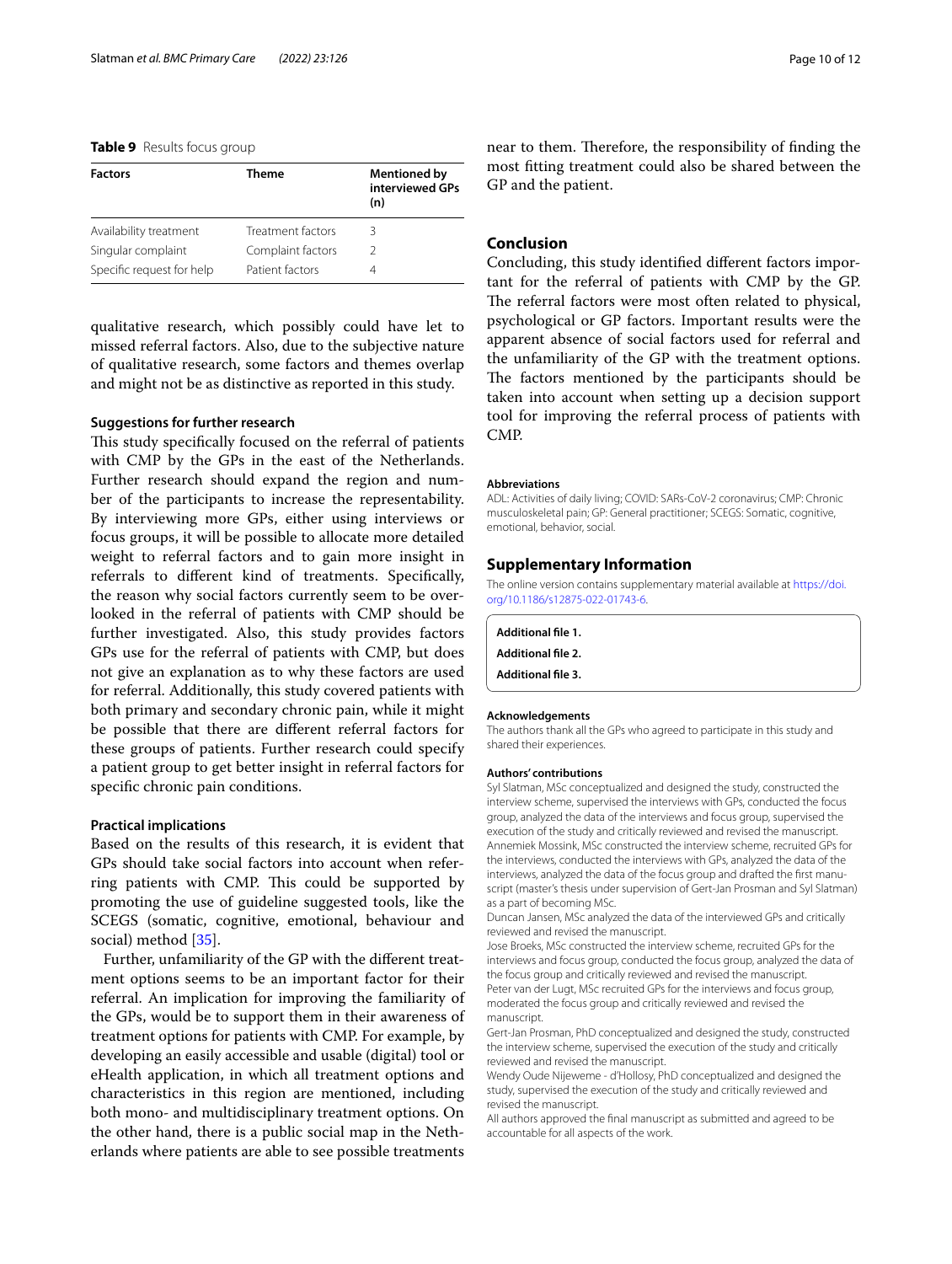**Table 9** Results focus group

| Factors | Theme | Mentioned by interviewed GPs (n) |
|---|---|---|
| Availability treatment | Treatment factors | 3 |
| Singular complaint | Complaint factors | 2 |
| Specific request for help | Patient factors | 4 |

qualitative research, which possibly could have let to missed referral factors. Also, due to the subjective nature of qualitative research, some factors and themes overlap and might not be as distinctive as reported in this study.

### Suggestions for further research

This study specifically focused on the referral of patients with CMP by the GPs in the east of the Netherlands. Further research should expand the region and number of the participants to increase the representability. By interviewing more GPs, either using interviews or focus groups, it will be possible to allocate more detailed weight to referral factors and to gain more insight in referrals to different kind of treatments. Specifically, the reason why social factors currently seem to be overlooked in the referral of patients with CMP should be further investigated. Also, this study provides factors GPs use for the referral of patients with CMP, but does not give an explanation as to why these factors are used for referral. Additionally, this study covered patients with both primary and secondary chronic pain, while it might be possible that there are different referral factors for these groups of patients. Further research could specify a patient group to get better insight in referral factors for specific chronic pain conditions.

### Practical implications

Based on the results of this research, it is evident that GPs should take social factors into account when referring patients with CMP. This could be supported by promoting the use of guideline suggested tools, like the SCEGS (somatic, cognitive, emotional, behaviour and social) method [35].

Further, unfamiliarity of the GP with the different treatment options seems to be an important factor for their referral. An implication for improving the familiarity of the GPs, would be to support them in their awareness of treatment options for patients with CMP. For example, by developing an easily accessible and usable (digital) tool or eHealth application, in which all treatment options and characteristics in this region are mentioned, including both mono- and multidisciplinary treatment options. On the other hand, there is a public social map in the Netherlands where patients are able to see possible treatments near to them. Therefore, the responsibility of finding the most fitting treatment could also be shared between the GP and the patient.

## Conclusion

Concluding, this study identified different factors important for the referral of patients with CMP by the GP. The referral factors were most often related to physical, psychological or GP factors. Important results were the apparent absence of social factors used for referral and the unfamiliarity of the GP with the treatment options. The factors mentioned by the participants should be taken into account when setting up a decision support tool for improving the referral process of patients with CMP.

#### Abbreviations

ADL: Activities of daily living; COVID: SARs-CoV-2 coronavirus; CMP: Chronic musculoskeletal pain; GP: General practitioner; SCEGS: Somatic, cognitive, emotional, behavior, social.

## Supplementary Information

The online version contains supplementary material available at https://doi.org/10.1186/s12875-022-01743-6.

**Additional file 1.**

**Additional file 2.**

**Additional file 3.**

#### Acknowledgements

The authors thank all the GPs who agreed to participate in this study and shared their experiences.

#### Authors' contributions

Syl Slatman, MSc conceptualized and designed the study, constructed the interview scheme, supervised the interviews with GPs, conducted the focus group, analyzed the data of the interviews and focus group, supervised the execution of the study and critically reviewed and revised the manuscript. Annemiek Mossink, MSc constructed the interview scheme, recruited GPs for the interviews, conducted the interviews with GPs, analyzed the data of the interviews, analyzed the data of the focus group and drafted the first manuscript (master's thesis under supervision of Gert-Jan Prosman and Syl Slatman) as a part of becoming MSc.

Duncan Jansen, MSc analyzed the data of the interviewed GPs and critically reviewed and revised the manuscript.

Jose Broeks, MSc constructed the interview scheme, recruited GPs for the interviews and focus group, conducted the focus group, analyzed the data of the focus group and critically reviewed and revised the manuscript.

Peter van der Lugt, MSc recruited GPs for the interviews and focus group, moderated the focus group and critically reviewed and revised the manuscript.

Gert-Jan Prosman, PhD conceptualized and designed the study, constructed the interview scheme, supervised the execution of the study and critically reviewed and revised the manuscript.

Wendy Oude Nijeweme - d'Hollosy, PhD conceptualized and designed the study, supervised the execution of the study and critically reviewed and revised the manuscript.

All authors approved the final manuscript as submitted and agreed to be accountable for all aspects of the work.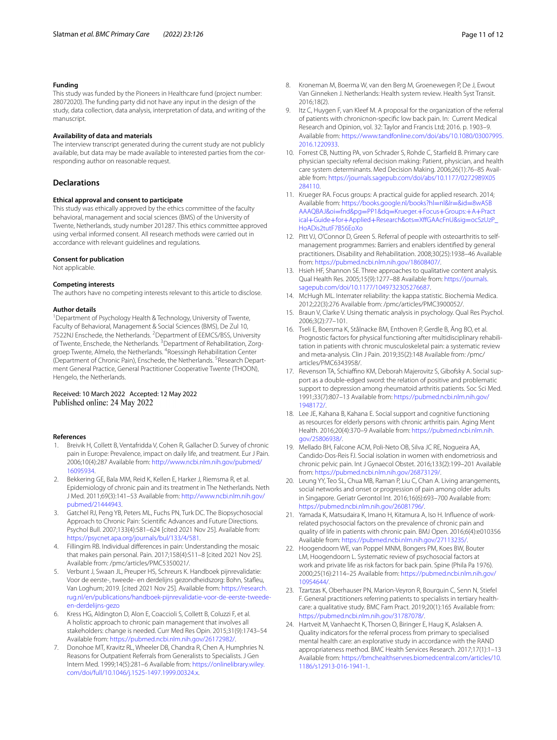### Funding

This study was funded by the Pioneers in Healthcare fund (project number: 28072020). The funding party did not have any input in the design of the study, data collection, data analysis, interpretation of data, and writing of the manuscript.

### Availability of data and materials

The interview transcript generated during the current study are not publicly available, but data may be made available to interested parties from the corresponding author on reasonable request.

## Declarations

### Ethical approval and consent to participate

This study was ethically approved by the ethics committee of the faculty behavioral, management and social sciences (BMS) of the University of Twente, Netherlands, study number 201287. This ethics committee approved using verbal informed consent. All research methods were carried out in accordance with relevant guidelines and regulations.

### Consent for publication

Not applicable.

### Competing interests

The authors have no competing interests relevant to this article to disclose.

### Author details

[1]Department of Psychology Health & Technology, University of Twente, Faculty of Behavioral, Management & Social Sciences (BMS), De Zul 10, 7522NJ Enschede, the Netherlands. [2]Department of EEMCS/BSS, University of Twente, Enschede, the Netherlands. [3]Department of Rehabilitation, Zorggroep Twente, Almelo, the Netherlands. [4]Roessingh Rehabilitation Center (Department of Chronic Pain), Enschede, the Netherlands. [5]Research Department General Practice, General Practitioner Cooperative Twente (THOON), Hengelo, the Netherlands.

Received: 10 March 2022 Accepted: 12 May 2022
Published online: 24 May 2022

### References

1. Breivik H, Collett B, Ventafridda V, Cohen R, Gallacher D. Survey of chronic pain in Europe: Prevalence, impact on daily life, and treatment. Eur J Pain. 2006;10(4):287 Available from: http://www.ncbi.nlm.nih.gov/pubmed/16095934.
2. Bekkering GE, Bala MM, Reid K, Kellen E, Harker J, Riemsma R, et al. Epidemiology of chronic pain and its treatment in The Netherlands. Neth J Med. 2011;69(3):141–53 Available from: http://www.ncbi.nlm.nih.gov/pubmed/21444943.
3. Gatchel RJ, Peng YB, Peters ML, Fuchs PN, Turk DC. The Biopsychosocial Approach to Chronic Pain: Scientific Advances and Future Directions. Psychol Bull. 2007;133(4):581–624 [cited 2021 Nov 25]. Available from: https://psycnet.apa.org/journals/bul/133/4/581.
4. Fillingim RB. Individual differences in pain: Understanding the mosaic that makes pain personal. Pain. 2017;158(4):S11–8 [cited 2021 Nov 25]. Available from: /pmc/articles/PMC5350021/.
5. Verbunt J, Swaan JL, Preuper HS, Schreurs K. Handboek pijnrevalidatie: Voor de eerste-, tweede- en derdelijns gezondheidszorg: Bohn, Stafleu, Van Loghum; 2019. [cited 2021 Nov 25]. Available from: https://research.rug.nl/en/publications/handboek-pijnrevalidatie-voor-de-eerste-tweede-en-derdelijns-gezo
6. Kress HG, Aldington D, Alon E, Coaccioli S, Collett B, Coluzzi F, et al. A holistic approach to chronic pain management that involves all stakeholders: change is needed. Curr Med Res Opin. 2015;31(9):1743–54 Available from: https://pubmed.ncbi.nlm.nih.gov/26172982/.
7. Donohoe MT, Kravitz RL, Wheeler DB, Chandra R, Chen A, Humphries N. Reasons for Outpatient Referrals from Generalists to Specialists. J Gen Intern Med. 1999;14(5):281–6 Available from: https://onlinelibrary.wiley.com/doi/full/10.1046/j.1525-1497.1999.00324.x.
8. Kroneman M, Boerma W, van den Berg M, Groenewegen P, De J, Ewout Van Ginneken J. Netherlands: Health system review. Health Syst Transit. 2016;18(2).
9. Itz C, Huygen F, van Kleef M. A proposal for the organization of the referral of patients with chronicnon-specific low back pain. In: Current Medical Research and Opinion, vol. 32: Taylor and Francis Ltd; 2016. p. 1903–9. Available from: https://www.tandfonline.com/doi/abs/10.1080/03007995.2016.1220933.
10. Forrest CB, Nutting PA, von Schrader S, Rohde C, Starfield B. Primary care physician specialty referral decision making: Patient, physician, and health care system determinants. Med Decision Making. 2006;26(1):76–85 Available from: https://journals.sagepub.com/doi/abs/10.1177/0272989X05284110.
11. Krueger RA. Focus groups: A practical guide for applied research. 2014; Available from: https://books.google.nl/books?hl=nl&lr=&id=8wASBAAAQBAJ&oi=fnd&pg=PP1&dq=Krueger.+Focus+Groups:+A+Practical+Guide+for+Applied+Research&ots=XffGAAcFnU&sig=ocSzUzP_HoADis2tutF7B56EoXo
12. Pitt VJ, O'Connor D, Green S. Referral of people with osteoarthritis to self-management programmes: Barriers and enablers identified by general practitioners. Disability and Rehabilitation. 2008;30(25):1938–46 Available from: https://pubmed.ncbi.nlm.nih.gov/18608407/.
13. Hsieh HF, Shannon SE. Three approaches to qualitative content analysis. Qual Health Res. 2005;15(9):1277–88 Available from: https://journals.sagepub.com/doi/10.1177/1049732305276687.
14. McHugh ML. Interrater reliability: the kappa statistic. Biochemia Medica. 2012;22(3):276 Available from: /pmc/articles/PMC3900052/.
15. Braun V, Clarke V. Using thematic analysis in psychology. Qual Res Psychol. 2006;3(2):77–101.
16. Tseli E, Boersma K, Stålnacke BM, Enthoven P, Gerdle B, Äng BO, et al. Prognostic factors for physical functioning after multidisciplinary rehabilitation in patients with chronic musculoskeletal pain: a systematic review and meta-analysis. Clin J Pain. 2019;35(2):148 Available from: /pmc/articles/PMC6343958/.
17. Revenson TA, Schiaffino KM, Deborah Majerovitz S, Gibofsky A. Social support as a double-edged sword: the relation of positive and problematic support to depression among rheumatoid arthritis patients. Soc Sci Med. 1991;33(7):807–13 Available from: https://pubmed.ncbi.nlm.nih.gov/1948172/.
18. Lee JE, Kahana B, Kahana E. Social support and cognitive functioning as resources for elderly persons with chronic arthritis pain. Aging Ment Health. 2016;20(4):370–9 Available from: https://pubmed.ncbi.nlm.nih.gov/25806938/.
19. Mellado BH, Falcone ACM, Poli-Neto OB, Silva JC RE, Nogueira AA, Candido-Dos-Reis FJ. Social isolation in women with endometriosis and chronic pelvic pain. Int J Gynaecol Obstet. 2016;133(2):199–201 Available from: https://pubmed.ncbi.nlm.nih.gov/26873129/.
20. Leung YY, Teo SL, Chua MB, Raman P, Liu C, Chan A. Living arrangements, social networks and onset or progression of pain among older adults in Singapore. Geriatr Gerontol Int. 2016;16(6):693–700 Available from: https://pubmed.ncbi.nlm.nih.gov/26081796/.
21. Yamada K, Matsudaira K, Imano H, Kitamura A, Iso H. Influence of work-related psychosocial factors on the prevalence of chronic pain and quality of life in patients with chronic pain. BMJ Open. 2016;6(4):e010356 Available from: https://pubmed.ncbi.nlm.nih.gov/27113235/.
22. Hoogendoorn WE, van Poppel MNM, Bongers PM, Koes BW, Bouter LM, Hoogendoorn L. Systematic review of psychosocial factors at work and private life as risk factors for back pain. Spine (Phila Pa 1976). 2000;25(16):2114–25 Available from: https://pubmed.ncbi.nlm.nih.gov/10954644/.
23. Tzartzas K, Oberhauser PN, Marion-Veyron R, Bourquin C, Senn N, Stiefel F. General practitioners referring patients to specialists in tertiary healthcare: a qualitative study. BMC Fam Pract. 2019;20(1):165 Available from: https://pubmed.ncbi.nlm.nih.gov/31787078/.
24. Hartveit M, Vanhaecht K, Thorsen O, Biringer E, Haug K, Aslaksen A. Quality indicators for the referral process from primary to specialised mental health care: an explorative study in accordance with the RAND appropriateness method. BMC Health Services Research. 2017;17(1):1–13 Available from: https://bmchealthservres.biomedcentral.com/articles/10.1186/s12913-016-1941-1.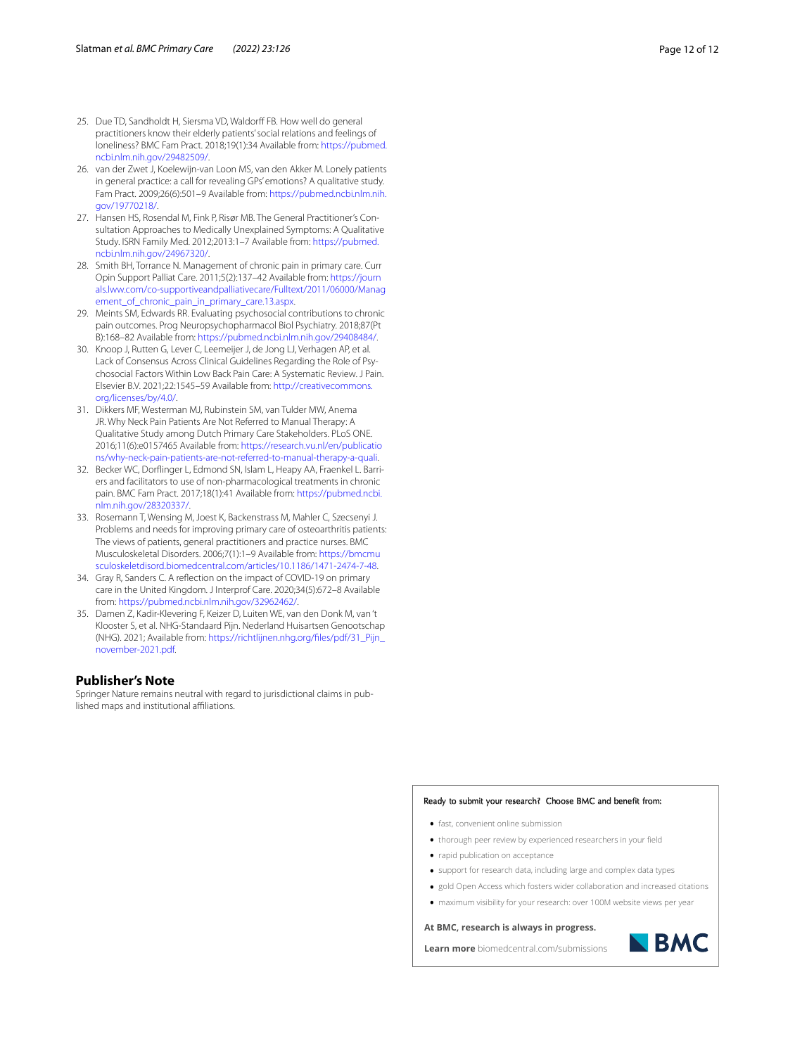25. Due TD, Sandholdt H, Siersma VD, Waldorff FB. How well do general practitioners know their elderly patients' social relations and feelings of loneliness? BMC Fam Pract. 2018;19(1):34 Available from: https://pubmed.ncbi.nlm.nih.gov/29482509/.
26. van der Zwet J, Koelewijn-van Loon MS, van den Akker M. Lonely patients in general practice: a call for revealing GPs' emotions? A qualitative study. Fam Pract. 2009;26(6):501–9 Available from: https://pubmed.ncbi.nlm.nih.gov/19770218/.
27. Hansen HS, Rosendal M, Fink P, Risør MB. The General Practitioner's Consultation Approaches to Medically Unexplained Symptoms: A Qualitative Study. ISRN Family Med. 2012;2013:1–7 Available from: https://pubmed.ncbi.nlm.nih.gov/24967320/.
28. Smith BH, Torrance N. Management of chronic pain in primary care. Curr Opin Support Palliat Care. 2011;5(2):137–42 Available from: https://journals.lww.com/co-supportiveandpalliativecare/Fulltext/2011/06000/Management_of_chronic_pain_in_primary_care.13.aspx.
29. Meints SM, Edwards RR. Evaluating psychosocial contributions to chronic pain outcomes. Prog Neuropsychopharmacol Biol Psychiatry. 2018;87(Pt B):168–82 Available from: https://pubmed.ncbi.nlm.nih.gov/29408484/.
30. Knoop J, Rutten G, Lever C, Leemeijer J, de Jong LJ, Verhagen AP, et al. Lack of Consensus Across Clinical Guidelines Regarding the Role of Psychosocial Factors Within Low Back Pain Care: A Systematic Review. J Pain. Elsevier B.V. 2021;22:1545–59 Available from: http://creativecommons.org/licenses/by/4.0/.
31. Dikkers MF, Westerman MJ, Rubinstein SM, van Tulder MW, Anema JR. Why Neck Pain Patients Are Not Referred to Manual Therapy: A Qualitative Study among Dutch Primary Care Stakeholders. PLoS ONE. 2016;11(6):e0157465 Available from: https://research.vu.nl/en/publications/why-neck-pain-patients-are-not-referred-to-manual-therapy-a-quali.
32. Becker WC, Dorflinger L, Edmond SN, Islam L, Heapy AA, Fraenkel L. Barriers and facilitators to use of non-pharmacological treatments in chronic pain. BMC Fam Pract. 2017;18(1):41 Available from: https://pubmed.ncbi.nlm.nih.gov/28320337/.
33. Rosemann T, Wensing M, Joest K, Backenstrass M, Mahler C, Szecsenyi J. Problems and needs for improving primary care of osteoarthritis patients: The views of patients, general practitioners and practice nurses. BMC Musculoskeletal Disorders. 2006;7(1):1–9 Available from: https://bmcmusculoskeletdisord.biomedcentral.com/articles/10.1186/1471-2474-7-48.
34. Gray R, Sanders C. A reflection on the impact of COVID-19 on primary care in the United Kingdom. J Interprof Care. 2020;34(5):672–8 Available from: https://pubmed.ncbi.nlm.nih.gov/32962462/.
35. Damen Z, Kadir-Klevering F, Keizer D, Luiten WE, van den Donk M, van 't Klooster S, et al. NHG-Standaard Pijn. Nederland Huisartsen Genootschap (NHG). 2021; Available from: https://richtlijnen.nhg.org/files/pdf/31_Pijn_november-2021.pdf.

## Publisher's Note

Springer Nature remains neutral with regard to jurisdictional claims in published maps and institutional affiliations.

Ready to submit your research? Choose BMC and benefit from:

- fast, convenient online submission
- thorough peer review by experienced researchers in your field
- rapid publication on acceptance
- support for research data, including large and complex data types
- gold Open Access which fosters wider collaboration and increased citations
- maximum visibility for your research: over 100M website views per year

**At BMC, research is always in progress.**

**Learn more** biomedcentral.com/submissions

BMC